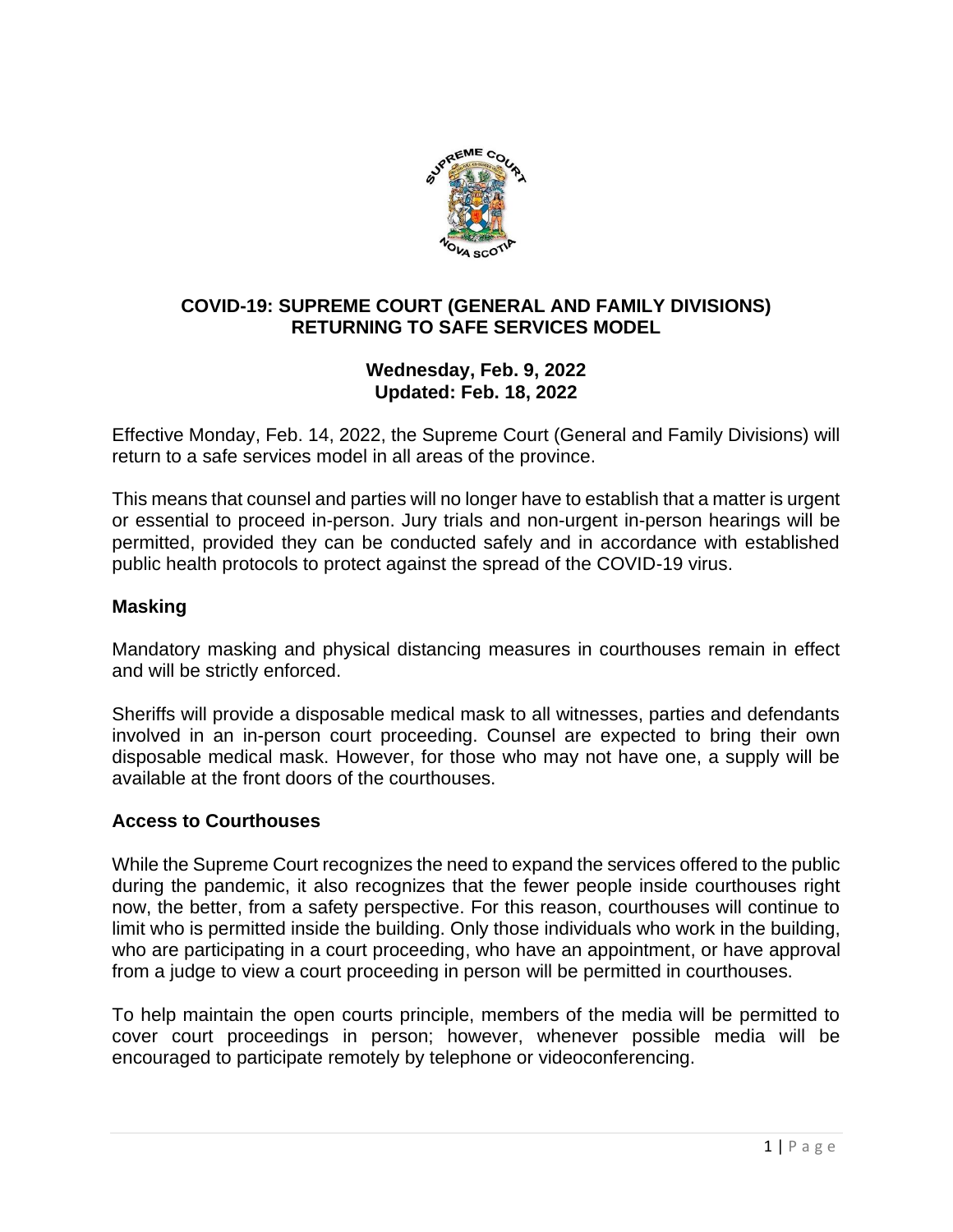# COVID-19: SUPREME COURT (GENERAL AND FAMILY DIVISIONS) RETURNING TO SAFE SERVICES MODEL

**Wednesday, Feb. 9, 2022**
**Updated: Feb. 18, 2022**

Effective Monday, Feb. 14, 2022, the Supreme Court (General and Family Divisions) will return to a safe services model in all areas of the province.

This means that counsel and parties will no longer have to establish that a matter is urgent or essential to proceed in-person. Jury trials and non-urgent in-person hearings will be permitted, provided they can be conducted safely and in accordance with established public health protocols to protect against the spread of the COVID-19 virus.

## Masking

Mandatory masking and physical distancing measures in courthouses remain in effect and will be strictly enforced.

Sheriffs will provide a disposable medical mask to all witnesses, parties and defendants involved in an in-person court proceeding. Counsel are expected to bring their own disposable medical mask. However, for those who may not have one, a supply will be available at the front doors of the courthouses.

## Access to Courthouses

While the Supreme Court recognizes the need to expand the services offered to the public during the pandemic, it also recognizes that the fewer people inside courthouses right now, the better, from a safety perspective. For this reason, courthouses will continue to limit who is permitted inside the building. Only those individuals who work in the building, who are participating in a court proceeding, who have an appointment, or have approval from a judge to view a court proceeding in person will be permitted in courthouses.

To help maintain the open courts principle, members of the media will be permitted to cover court proceedings in person; however, whenever possible media will be encouraged to participate remotely by telephone or videoconferencing.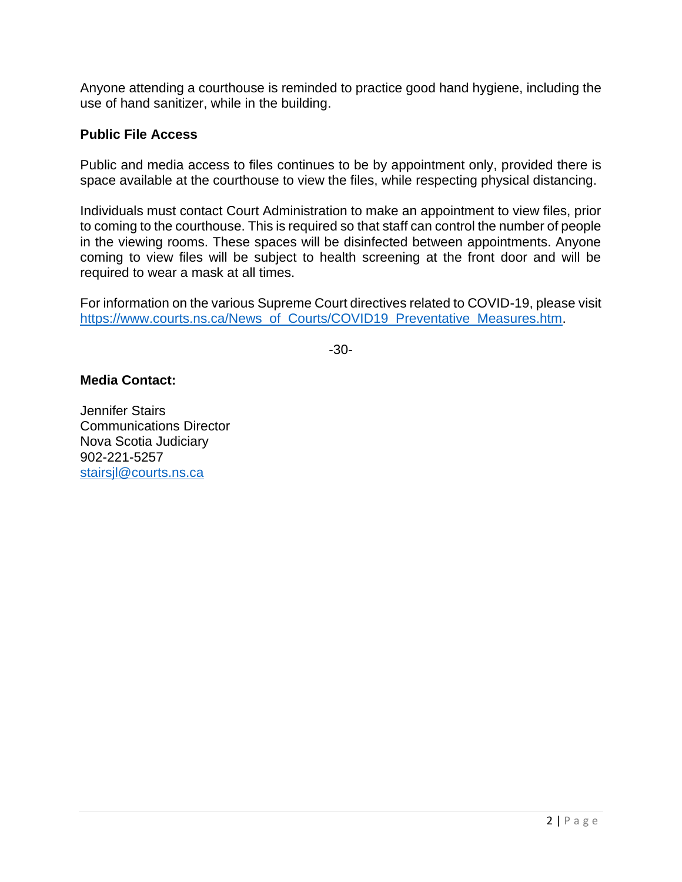Anyone attending a courthouse is reminded to practice good hand hygiene, including the use of hand sanitizer, while in the building.

**Public File Access**

Public and media access to files continues to be by appointment only, provided there is space available at the courthouse to view the files, while respecting physical distancing.

Individuals must contact Court Administration to make an appointment to view files, prior to coming to the courthouse. This is required so that staff can control the number of people in the viewing rooms. These spaces will be disinfected between appointments. Anyone coming to view files will be subject to health screening at the front door and will be required to wear a mask at all times.

For information on the various Supreme Court directives related to COVID-19, please visit https://www.courts.ns.ca/News_of_Courts/COVID19_Preventative_Measures.htm.

-30-

**Media Contact:**

Jennifer Stairs
Communications Director
Nova Scotia Judiciary
902-221-5257
stairsjl@courts.ns.ca